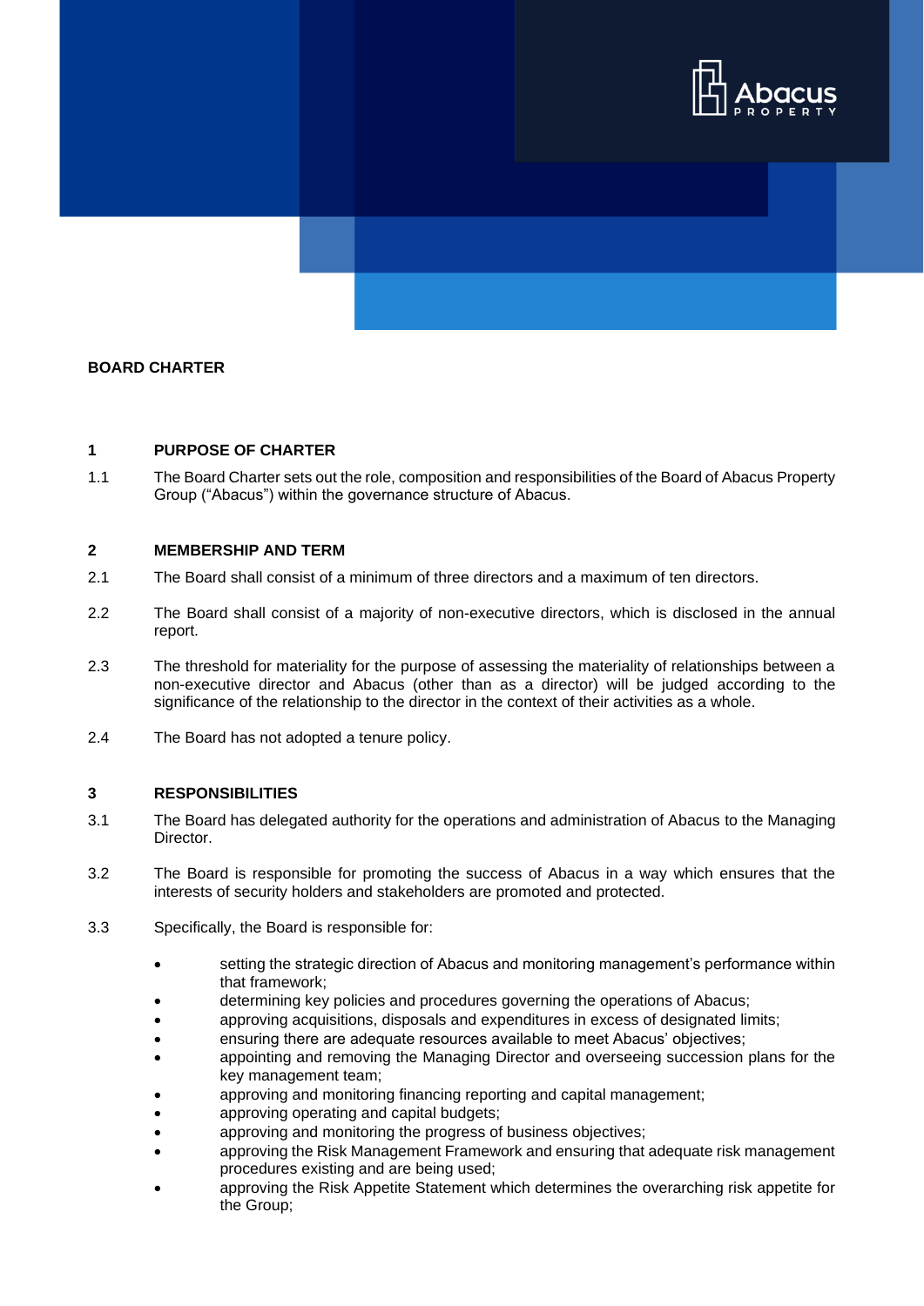# BOARD CHARTER

## 1 PURPOSE OF CHARTER

1.1 The Board Charter sets out the role, composition and responsibilities of the Board of Abacus Property Group ("Abacus") within the governance structure of Abacus.

## 2 MEMBERSHIP AND TERM

2.1 The Board shall consist of a minimum of three directors and a maximum of ten directors.

2.2 The Board shall consist of a majority of non-executive directors, which is disclosed in the annual report.

2.3 The threshold for materiality for the purpose of assessing the materiality of relationships between a non-executive director and Abacus (other than as a director) will be judged according to the significance of the relationship to the director in the context of their activities as a whole.

2.4 The Board has not adopted a tenure policy.

## 3 RESPONSIBILITIES

3.1 The Board has delegated authority for the operations and administration of Abacus to the Managing Director.

3.2 The Board is responsible for promoting the success of Abacus in a way which ensures that the interests of security holders and stakeholders are promoted and protected.

3.3 Specifically, the Board is responsible for:

- setting the strategic direction of Abacus and monitoring management's performance within that framework;
- determining key policies and procedures governing the operations of Abacus;
- approving acquisitions, disposals and expenditures in excess of designated limits;
- ensuring there are adequate resources available to meet Abacus' objectives;
- appointing and removing the Managing Director and overseeing succession plans for the key management team;
- approving and monitoring financing reporting and capital management;
- approving operating and capital budgets;
- approving and monitoring the progress of business objectives;
- approving the Risk Management Framework and ensuring that adequate risk management procedures existing and are being used;
- approving the Risk Appetite Statement which determines the overarching risk appetite for the Group;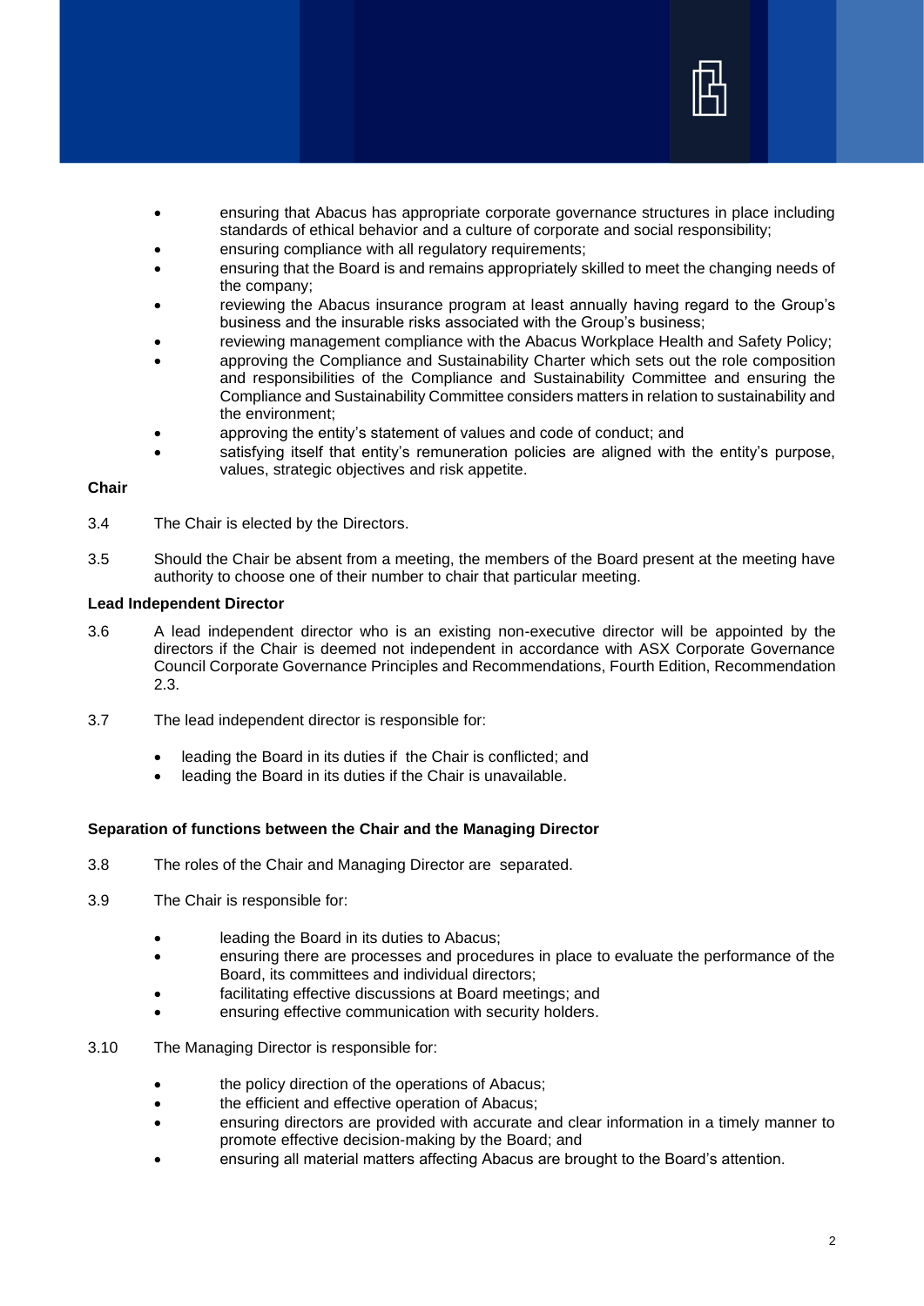- ensuring that Abacus has appropriate corporate governance structures in place including standards of ethical behavior and a culture of corporate and social responsibility;
- ensuring compliance with all regulatory requirements;
- ensuring that the Board is and remains appropriately skilled to meet the changing needs of the company;
- reviewing the Abacus insurance program at least annually having regard to the Group's business and the insurable risks associated with the Group's business;
- reviewing management compliance with the Abacus Workplace Health and Safety Policy;
- approving the Compliance and Sustainability Charter which sets out the role composition and responsibilities of the Compliance and Sustainability Committee and ensuring the Compliance and Sustainability Committee considers matters in relation to sustainability and the environment;
- approving the entity's statement of values and code of conduct; and
- satisfying itself that entity's remuneration policies are aligned with the entity's purpose, values, strategic objectives and risk appetite.

**Chair**

3.4 The Chair is elected by the Directors.

3.5 Should the Chair be absent from a meeting, the members of the Board present at the meeting have authority to choose one of their number to chair that particular meeting.

**Lead Independent Director**

3.6 A lead independent director who is an existing non-executive director will be appointed by the directors if the Chair is deemed not independent in accordance with ASX Corporate Governance Council Corporate Governance Principles and Recommendations, Fourth Edition, Recommendation 2.3.

3.7 The lead independent director is responsible for:

- leading the Board in its duties if the Chair is conflicted; and
- leading the Board in its duties if the Chair is unavailable.

**Separation of functions between the Chair and the Managing Director**

3.8 The roles of the Chair and Managing Director are separated.

3.9 The Chair is responsible for:

- leading the Board in its duties to Abacus;
- ensuring there are processes and procedures in place to evaluate the performance of the Board, its committees and individual directors;
- facilitating effective discussions at Board meetings; and
- ensuring effective communication with security holders.

3.10 The Managing Director is responsible for:

- the policy direction of the operations of Abacus;
- the efficient and effective operation of Abacus;
- ensuring directors are provided with accurate and clear information in a timely manner to promote effective decision-making by the Board; and
- ensuring all material matters affecting Abacus are brought to the Board's attention.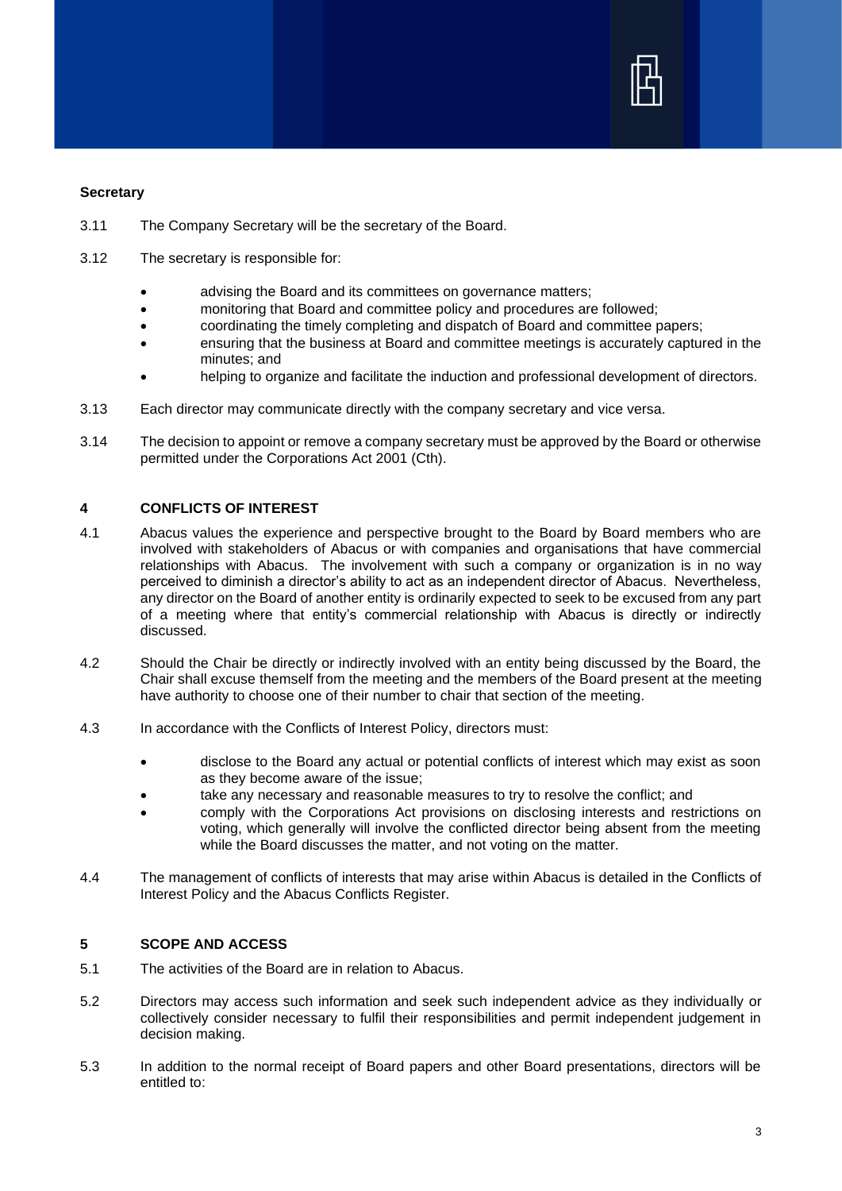**Secretary**

3.11 The Company Secretary will be the secretary of the Board.

3.12 The secretary is responsible for:

- advising the Board and its committees on governance matters;
- monitoring that Board and committee policy and procedures are followed;
- coordinating the timely completing and dispatch of Board and committee papers;
- ensuring that the business at Board and committee meetings is accurately captured in the minutes; and
- helping to organize and facilitate the induction and professional development of directors.

3.13 Each director may communicate directly with the company secretary and vice versa.

3.14 The decision to appoint or remove a company secretary must be approved by the Board or otherwise permitted under the Corporations Act 2001 (Cth).

## 4 CONFLICTS OF INTEREST

4.1 Abacus values the experience and perspective brought to the Board by Board members who are involved with stakeholders of Abacus or with companies and organisations that have commercial relationships with Abacus. The involvement with such a company or organization is in no way perceived to diminish a director's ability to act as an independent director of Abacus. Nevertheless, any director on the Board of another entity is ordinarily expected to seek to be excused from any part of a meeting where that entity's commercial relationship with Abacus is directly or indirectly discussed.

4.2 Should the Chair be directly or indirectly involved with an entity being discussed by the Board, the Chair shall excuse themself from the meeting and the members of the Board present at the meeting have authority to choose one of their number to chair that section of the meeting.

4.3 In accordance with the Conflicts of Interest Policy, directors must:

- disclose to the Board any actual or potential conflicts of interest which may exist as soon as they become aware of the issue;
- take any necessary and reasonable measures to try to resolve the conflict; and
- comply with the Corporations Act provisions on disclosing interests and restrictions on voting, which generally will involve the conflicted director being absent from the meeting while the Board discusses the matter, and not voting on the matter.

4.4 The management of conflicts of interests that may arise within Abacus is detailed in the Conflicts of Interest Policy and the Abacus Conflicts Register.

## 5 SCOPE AND ACCESS

5.1 The activities of the Board are in relation to Abacus.

5.2 Directors may access such information and seek such independent advice as they individually or collectively consider necessary to fulfil their responsibilities and permit independent judgement in decision making.

5.3 In addition to the normal receipt of Board papers and other Board presentations, directors will be entitled to: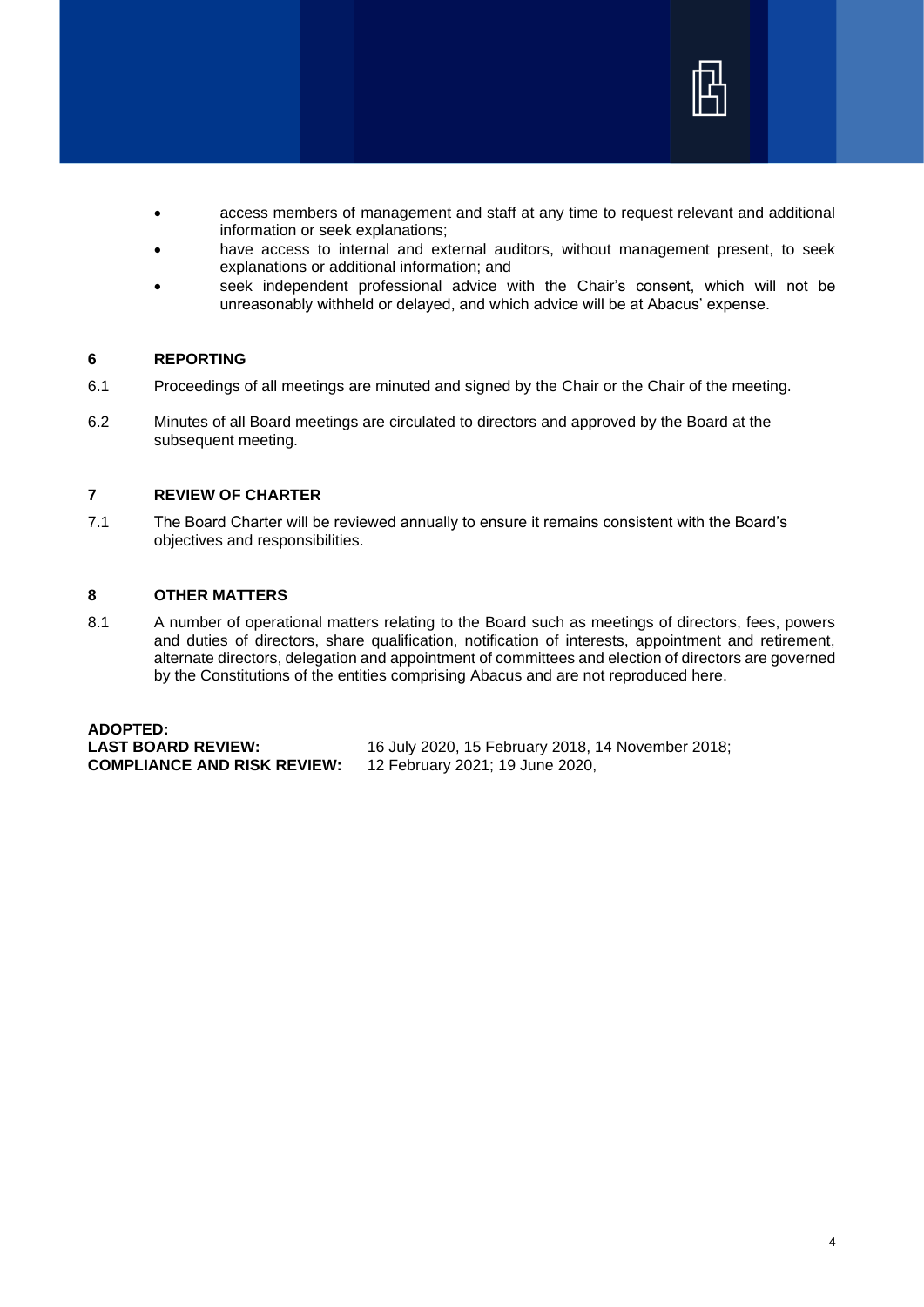- access members of management and staff at any time to request relevant and additional information or seek explanations;
- have access to internal and external auditors, without management present, to seek explanations or additional information; and
- seek independent professional advice with the Chair's consent, which will not be unreasonably withheld or delayed, and which advice will be at Abacus' expense.

## 6 REPORTING

6.1 Proceedings of all meetings are minuted and signed by the Chair or the Chair of the meeting.

6.2 Minutes of all Board meetings are circulated to directors and approved by the Board at the subsequent meeting.

## 7 REVIEW OF CHARTER

7.1 The Board Charter will be reviewed annually to ensure it remains consistent with the Board's objectives and responsibilities.

## 8 OTHER MATTERS

8.1 A number of operational matters relating to the Board such as meetings of directors, fees, powers and duties of directors, share qualification, notification of interests, appointment and retirement, alternate directors, delegation and appointment of committees and election of directors are governed by the Constitutions of the entities comprising Abacus and are not reproduced here.

**ADOPTED:**
**LAST BOARD REVIEW:** 16 July 2020, 15 February 2018, 14 November 2018;
**COMPLIANCE AND RISK REVIEW:** 12 February 2021; 19 June 2020,